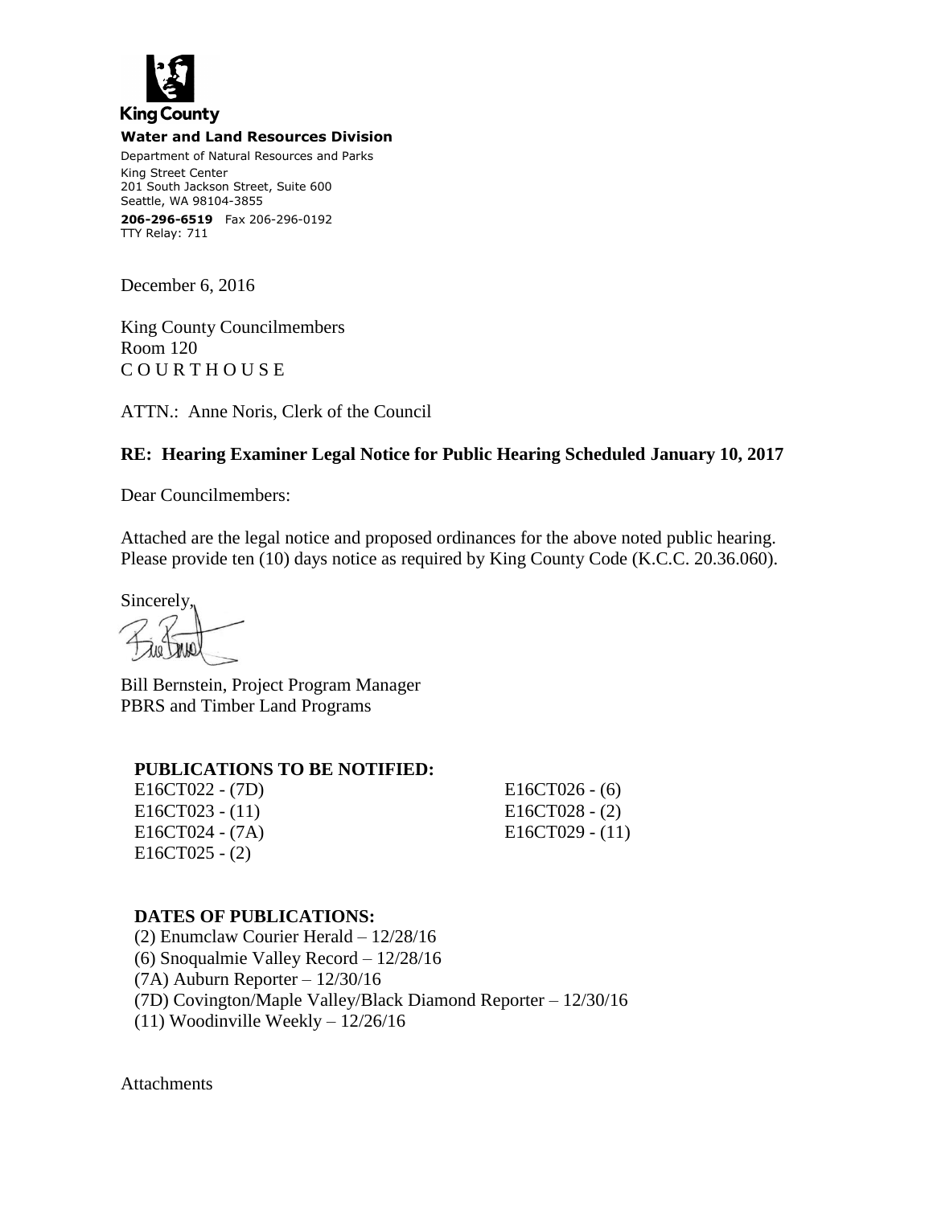King County

**Water and Land Resources Division**

Department of Natural Resources and Parks
King Street Center
201 South Jackson Street, Suite 600
Seattle, WA 98104-3855

**206-296-6519** Fax 206-296-0192
TTY Relay: 711

December 6, 2016

King County Councilmembers
Room 120
C O U R T H O U S E

ATTN.: Anne Noris, Clerk of the Council

**RE: Hearing Examiner Legal Notice for Public Hearing Scheduled January 10, 2017**

Dear Councilmembers:

Attached are the legal notice and proposed ordinances for the above noted public hearing. Please provide ten (10) days notice as required by King County Code (K.C.C. 20.36.060).

Sincerely,

Bill Bernstein, Project Program Manager
PBRS and Timber Land Programs

**PUBLICATIONS TO BE NOTIFIED:**

E16CT022 - (7D)
E16CT023 - (11)
E16CT024 - (7A)
E16CT025 - (2)
E16CT026 - (6)
E16CT028 - (2)
E16CT029 - (11)

**DATES OF PUBLICATIONS:**

(2) Enumclaw Courier Herald – 12/28/16
(6) Snoqualmie Valley Record – 12/28/16
(7A) Auburn Reporter – 12/30/16
(7D) Covington/Maple Valley/Black Diamond Reporter – 12/30/16
(11) Woodinville Weekly – 12/26/16

Attachments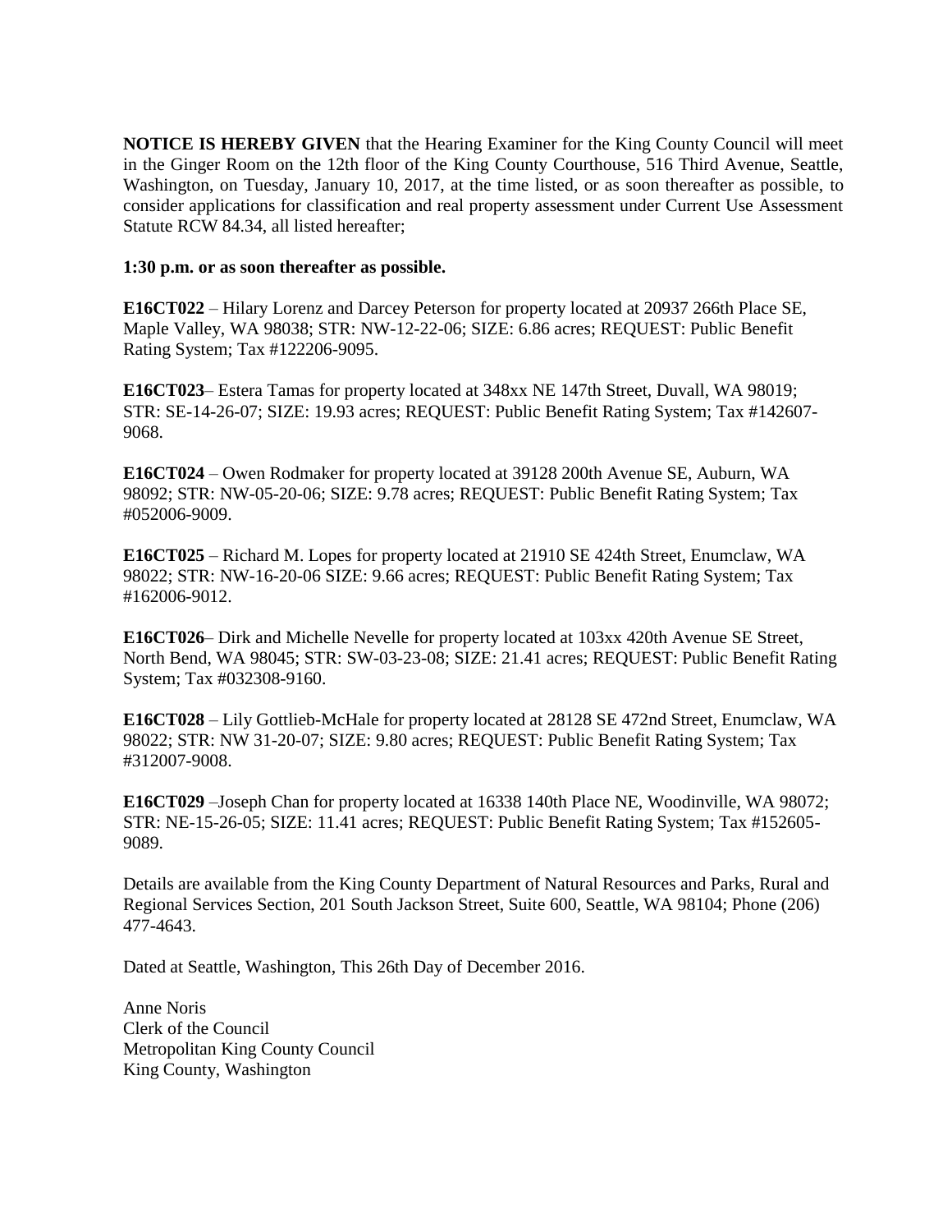**NOTICE IS HEREBY GIVEN** that the Hearing Examiner for the King County Council will meet in the Ginger Room on the 12th floor of the King County Courthouse, 516 Third Avenue, Seattle, Washington, on Tuesday, January 10, 2017, at the time listed, or as soon thereafter as possible, to consider applications for classification and real property assessment under Current Use Assessment Statute RCW 84.34, all listed hereafter;

**1:30 p.m. or as soon thereafter as possible.**

**E16CT022** – Hilary Lorenz and Darcey Peterson for property located at 20937 266th Place SE, Maple Valley, WA 98038; STR: NW-12-22-06; SIZE: 6.86 acres; REQUEST: Public Benefit Rating System; Tax #122206-9095.

**E16CT023**– Estera Tamas for property located at 348xx NE 147th Street, Duvall, WA 98019; STR: SE-14-26-07; SIZE: 19.93 acres; REQUEST: Public Benefit Rating System; Tax #142607-9068.

**E16CT024** – Owen Rodmaker for property located at 39128 200th Avenue SE, Auburn, WA 98092; STR: NW-05-20-06; SIZE: 9.78 acres; REQUEST: Public Benefit Rating System; Tax #052006-9009.

**E16CT025** – Richard M. Lopes for property located at 21910 SE 424th Street, Enumclaw, WA 98022; STR: NW-16-20-06 SIZE: 9.66 acres; REQUEST: Public Benefit Rating System; Tax #162006-9012.

**E16CT026**– Dirk and Michelle Nevelle for property located at 103xx 420th Avenue SE Street, North Bend, WA 98045; STR: SW-03-23-08; SIZE: 21.41 acres; REQUEST: Public Benefit Rating System; Tax #032308-9160.

**E16CT028** – Lily Gottlieb-McHale for property located at 28128 SE 472nd Street, Enumclaw, WA 98022; STR: NW 31-20-07; SIZE: 9.80 acres; REQUEST: Public Benefit Rating System; Tax #312007-9008.

**E16CT029** –Joseph Chan for property located at 16338 140th Place NE, Woodinville, WA 98072; STR: NE-15-26-05; SIZE: 11.41 acres; REQUEST: Public Benefit Rating System; Tax #152605-9089.

Details are available from the King County Department of Natural Resources and Parks, Rural and Regional Services Section, 201 South Jackson Street, Suite 600, Seattle, WA 98104; Phone (206) 477-4643.

Dated at Seattle, Washington, This 26th Day of December 2016.

Anne Noris  
Clerk of the Council  
Metropolitan King County Council  
King County, Washington